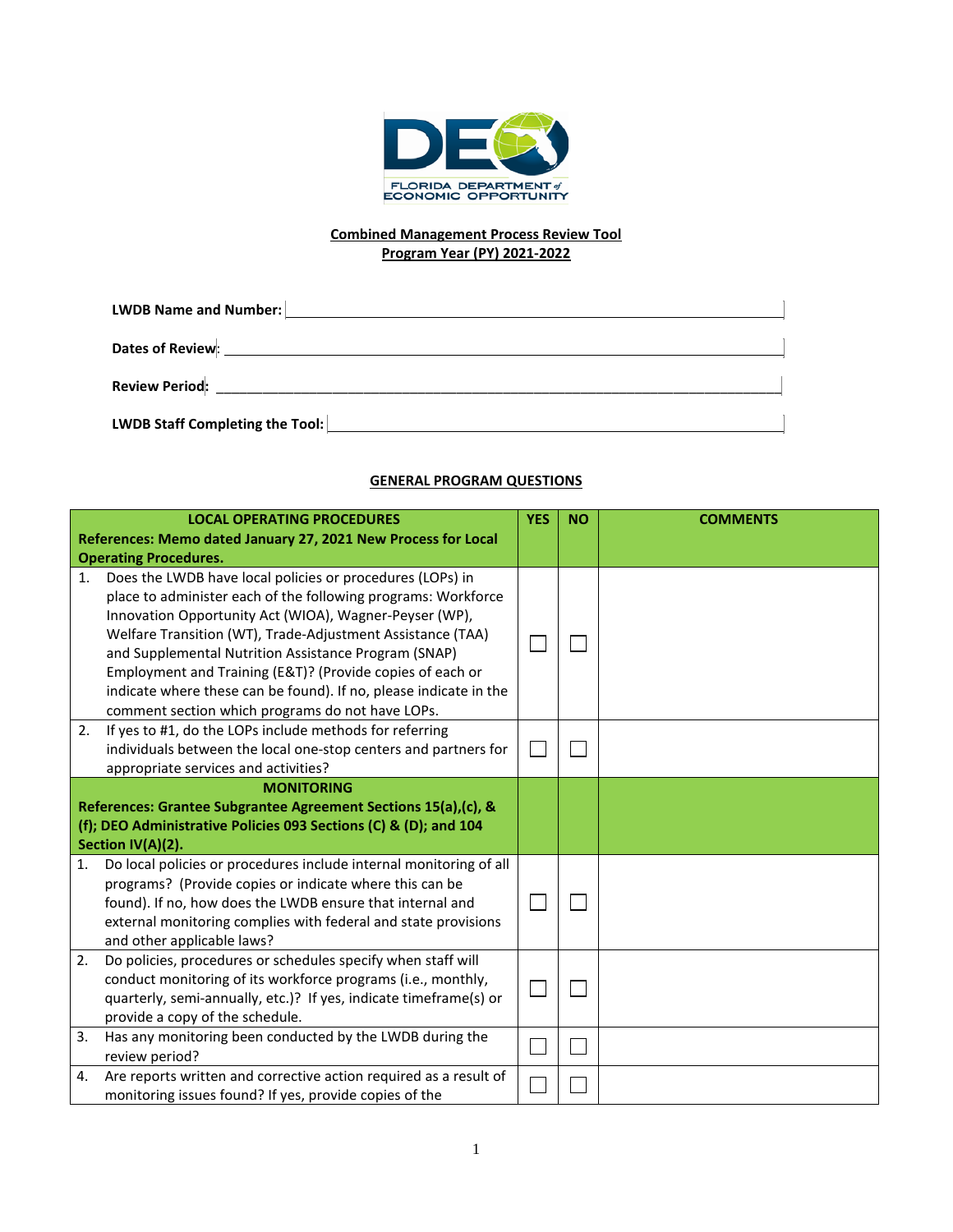**Combined Management Process Review Tool**
**Program Year (PY) 2021-2022**

**LWDB Name and Number:** ______________________________

**Dates of Review:** ______________________________

**Review Period:** ______________________________

**LWDB Staff Completing the Tool:** ______________________________

## GENERAL PROGRAM QUESTIONS

| LOCAL OPERATING PROCEDURES<br>References: Memo dated January 27, 2021 New Process for Local Operating Procedures. | YES | NO | COMMENTS |
|---|---|---|---|
| 1. Does the LWDB have local policies or procedures (LOPs) in place to administer each of the following programs: Workforce Innovation Opportunity Act (WIOA), Wagner-Peyser (WP), Welfare Transition (WT), Trade-Adjustment Assistance (TAA) and Supplemental Nutrition Assistance Program (SNAP) Employment and Training (E&T)? (Provide copies of each or indicate where these can be found). If no, please indicate in the comment section which programs do not have LOPs. | ☐ | ☐ | |
| 2. If yes to #1, do the LOPs include methods for referring individuals between the local one-stop centers and partners for appropriate services and activities? | ☐ | ☐ | |
| **MONITORING**<br>**References: Grantee Subgrantee Agreement Sections 15(a),(c), & (f); DEO Administrative Policies 093 Sections (C) & (D); and 104 Section IV(A)(2).** | | | |
| 1. Do local policies or procedures include internal monitoring of all programs? (Provide copies or indicate where this can be found). If no, how does the LWDB ensure that internal and external monitoring complies with federal and state provisions and other applicable laws? | ☐ | ☐ | |
| 2. Do policies, procedures or schedules specify when staff will conduct monitoring of its workforce programs (i.e., monthly, quarterly, semi-annually, etc.)? If yes, indicate timeframe(s) or provide a copy of the schedule. | ☐ | ☐ | |
| 3. Has any monitoring been conducted by the LWDB during the review period? | ☐ | ☐ | |
| 4. Are reports written and corrective action required as a result of monitoring issues found? If yes, provide copies of the | ☐ | ☐ | |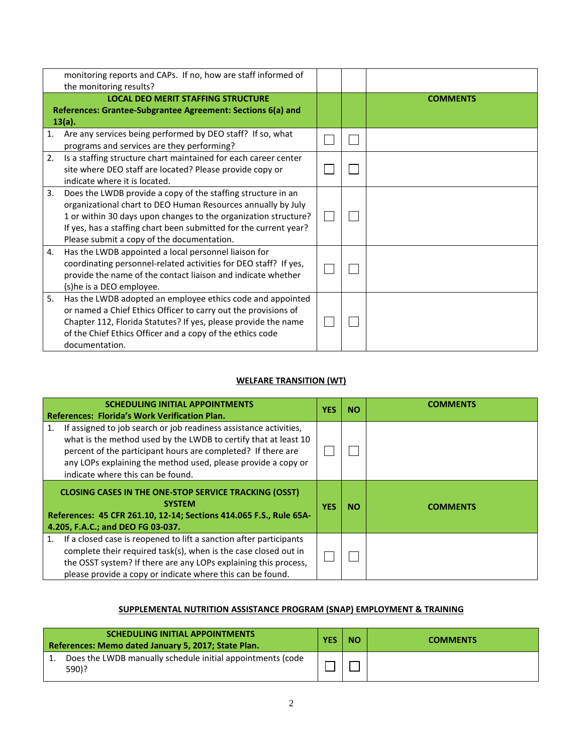| monitoring reports and CAPs. If no, how are staff informed of the monitoring results? | | | |
|---|---|---|---|
| **LOCAL DEO MERIT STAFFING STRUCTURE**<br>**References: Grantee-Subgrantee Agreement: Sections 6(a) and 13(a).** | | | **COMMENTS** |
| 1. Are any services being performed by DEO staff? If so, what programs and services are they performing? | ☐ | ☐ | |
| 2. Is a staffing structure chart maintained for each career center site where DEO staff are located? Please provide copy or indicate where it is located. | ☐ | ☐ | |
| 3. Does the LWDB provide a copy of the staffing structure in an organizational chart to DEO Human Resources annually by July 1 or within 30 days upon changes to the organization structure? If yes, has a staffing chart been submitted for the current year? Please submit a copy of the documentation. | ☐ | ☐ | |
| 4. Has the LWDB appointed a local personnel liaison for coordinating personnel-related activities for DEO staff? If yes, provide the name of the contact liaison and indicate whether (s)he is a DEO employee. | ☐ | ☐ | |
| 5. Has the LWDB adopted an employee ethics code and appointed or named a Chief Ethics Officer to carry out the provisions of Chapter 112, Florida Statutes? If yes, please provide the name of the Chief Ethics Officer and a copy of the ethics code documentation. | ☐ | ☐ | |

## WELFARE TRANSITION (WT)

| **SCHEDULING INITIAL APPOINTMENTS**<br>**References: Florida's Work Verification Plan.** | **YES** | **NO** | **COMMENTS** |
|---|---|---|---|
| 1. If assigned to job search or job readiness assistance activities, what is the method used by the LWDB to certify that at least 10 percent of the participant hours are completed? If there are any LOPs explaining the method used, please provide a copy or indicate where this can be found. | ☐ | ☐ | |
| **CLOSING CASES IN THE ONE-STOP SERVICE TRACKING (OSST) SYSTEM**<br>**References: 45 CFR 261.10, 12-14; Sections 414.065 F.S., Rule 65A-4.205, F.A.C.; and DEO FG 03-037.** | **YES** | **NO** | **COMMENTS** |
| 1. If a closed case is reopened to lift a sanction after participants complete their required task(s), when is the case closed out in the OSST system? If there are any LOPs explaining this process, please provide a copy or indicate where this can be found. | ☐ | ☐ | |

## SUPPLEMENTAL NUTRITION ASSISTANCE PROGRAM (SNAP) EMPLOYMENT & TRAINING

| **SCHEDULING INITIAL APPOINTMENTS**<br>**References: Memo dated January 5, 2017; State Plan.** | **YES** | **NO** | **COMMENTS** |
|---|---|---|---|
| 1. Does the LWDB manually schedule initial appointments (code 590)? | ☐ | ☐ | |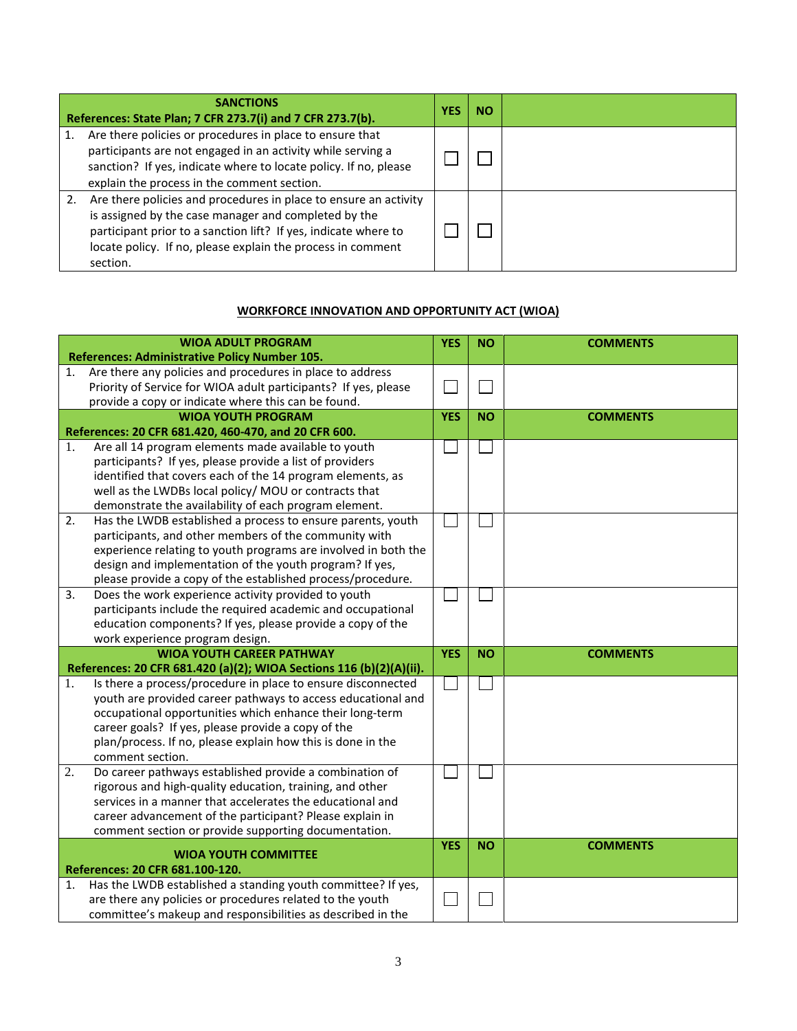| SANCTIONS<br>References: State Plan; 7 CFR 273.7(i) and 7 CFR 273.7(b). | YES | NO | |
|---|---|---|---|
| 1. Are there policies or procedures in place to ensure that participants are not engaged in an activity while serving a sanction? If yes, indicate where to locate policy. If no, please explain the process in the comment section. | ☐ | ☐ | |
| 2. Are there policies and procedures in place to ensure an activity is assigned by the case manager and completed by the participant prior to a sanction lift? If yes, indicate where to locate policy. If no, please explain the process in comment section. | ☐ | ☐ | |

## WORKFORCE INNOVATION AND OPPORTUNITY ACT (WIOA)

| WIOA ADULT PROGRAM<br>References: Administrative Policy Number 105. | YES | NO | COMMENTS |
|---|---|---|---|
| 1. Are there any policies and procedures in place to address Priority of Service for WIOA adult participants? If yes, please provide a copy or indicate where this can be found. | ☐ | ☐ | |
| **WIOA YOUTH PROGRAM<br>References: 20 CFR 681.420, 460-470, and 20 CFR 600.** | **YES** | **NO** | **COMMENTS** |
| 1. Are all 14 program elements made available to youth participants? If yes, please provide a list of providers identified that covers each of the 14 program elements, as well as the LWDBs local policy/ MOU or contracts that demonstrate the availability of each program element. | ☐ | ☐ | |
| 2. Has the LWDB established a process to ensure parents, youth participants, and other members of the community with experience relating to youth programs are involved in both the design and implementation of the youth program? If yes, please provide a copy of the established process/procedure. | ☐ | ☐ | |
| 3. Does the work experience activity provided to youth participants include the required academic and occupational education components? If yes, please provide a copy of the work experience program design. | ☐ | ☐ | |
| **WIOA YOUTH CAREER PATHWAY<br>References: 20 CFR 681.420 (a)(2); WIOA Sections 116 (b)(2)(A)(ii).** | **YES** | **NO** | **COMMENTS** |
| 1. Is there a process/procedure in place to ensure disconnected youth are provided career pathways to access educational and occupational opportunities which enhance their long-term career goals? If yes, please provide a copy of the plan/process. If no, please explain how this is done in the comment section. | ☐ | ☐ | |
| 2. Do career pathways established provide a combination of rigorous and high-quality education, training, and other services in a manner that accelerates the educational and career advancement of the participant? Please explain in comment section or provide supporting documentation. | ☐ | ☐ | |
| **WIOA YOUTH COMMITTEE<br>References: 20 CFR 681.100-120.** | **YES** | **NO** | **COMMENTS** |
| 1. Has the LWDB established a standing youth committee? If yes, are there any policies or procedures related to the youth committee's makeup and responsibilities as described in the | ☐ | ☐ | |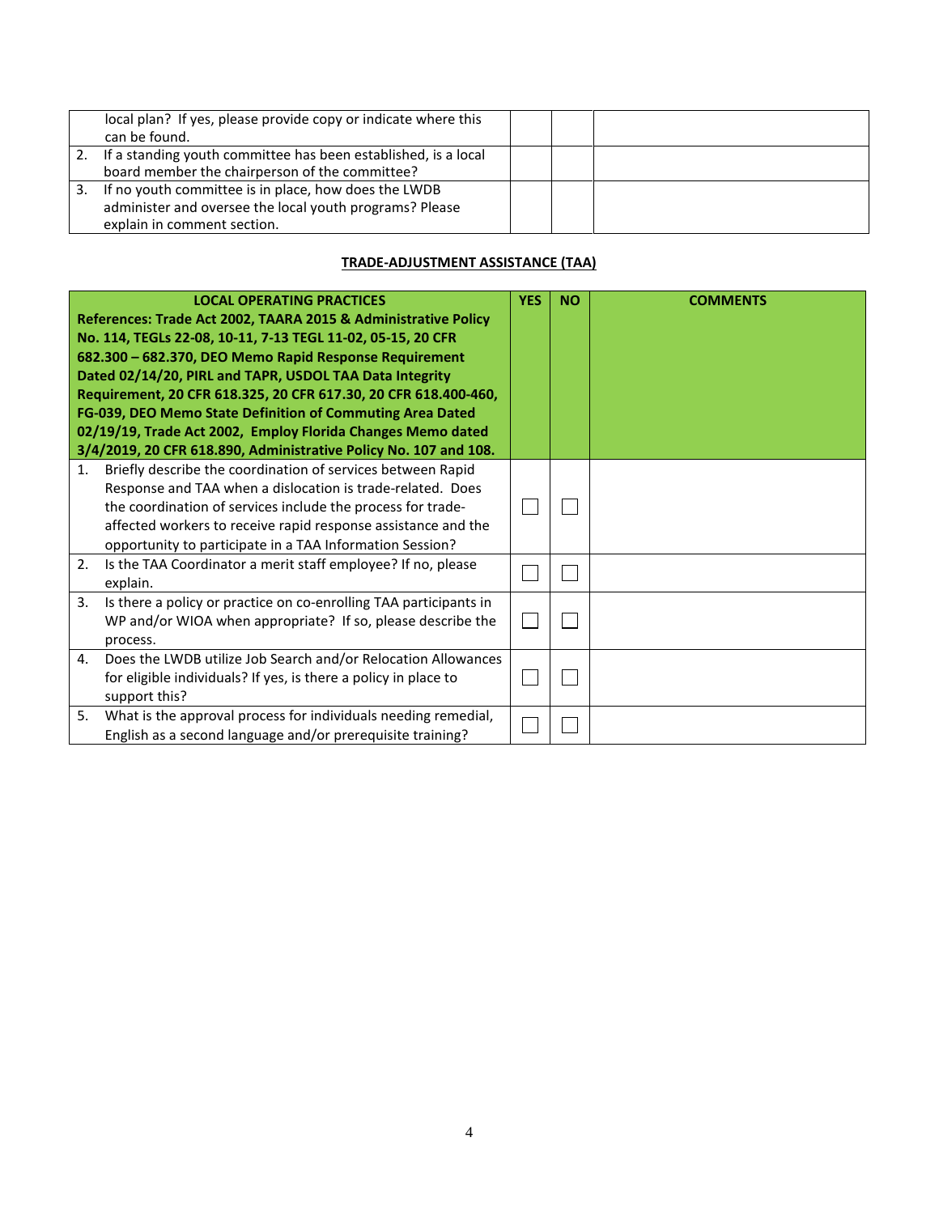| | YES | NO | COMMENTS |
|---|---|---|---|
| local plan? If yes, please provide copy or indicate where this can be found. | | | |
| 2. If a standing youth committee has been established, is a local board member the chairperson of the committee? | | | |
| 3. If no youth committee is in place, how does the LWDB administer and oversee the local youth programs? Please explain in comment section. | | | |

## TRADE-ADJUSTMENT ASSISTANCE (TAA)

| **LOCAL OPERATING PRACTICES** **References: Trade Act 2002, TAARA 2015 & Administrative Policy No. 114, TEGLs 22-08, 10-11, 7-13 TEGL 11-02, 05-15, 20 CFR 682.300 – 682.370, DEO Memo Rapid Response Requirement Dated 02/14/20, PIRL and TAPR, USDOL TAA Data Integrity Requirement, 20 CFR 618.325, 20 CFR 617.30, 20 CFR 618.400-460, FG-039, DEO Memo State Definition of Commuting Area Dated 02/19/19, Trade Act 2002, Employ Florida Changes Memo dated 3/4/2019, 20 CFR 618.890, Administrative Policy No. 107 and 108.** | **YES** | **NO** | **COMMENTS** |
|---|---|---|---|
| 1. Briefly describe the coordination of services between Rapid Response and TAA when a dislocation is trade-related. Does the coordination of services include the process for trade-affected workers to receive rapid response assistance and the opportunity to participate in a TAA Information Session? | ☐ | ☐ | |
| 2. Is the TAA Coordinator a merit staff employee? If no, please explain. | ☐ | ☐ | |
| 3. Is there a policy or practice on co-enrolling TAA participants in WP and/or WIOA when appropriate? If so, please describe the process. | ☐ | ☐ | |
| 4. Does the LWDB utilize Job Search and/or Relocation Allowances for eligible individuals? If yes, is there a policy in place to support this? | ☐ | ☐ | |
| 5. What is the approval process for individuals needing remedial, English as a second language and/or prerequisite training? | ☐ | ☐ | |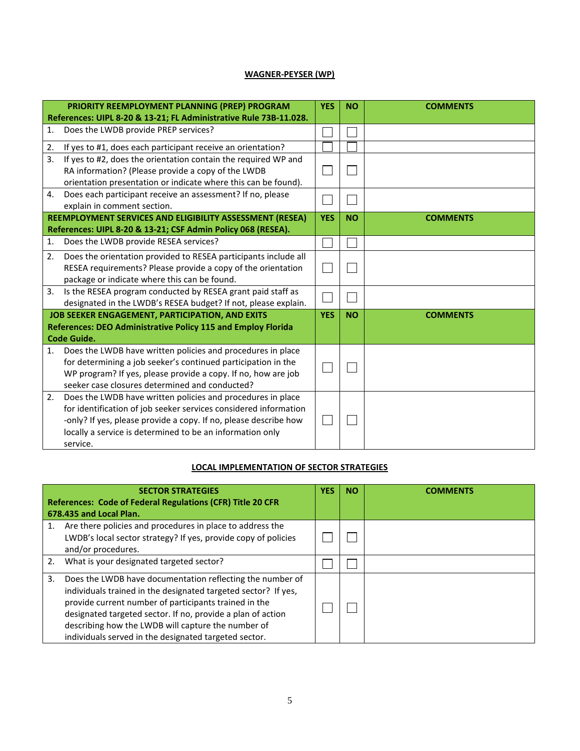## WAGNER-PEYSER (WP)

| PRIORITY REEMPLOYMENT PLANNING (PREP) PROGRAM References: UIPL 8-20 & 13-21; FL Administrative Rule 73B-11.028. | YES | NO | COMMENTS |
|---|---|---|---|
| 1. Does the LWDB provide PREP services? | ☐ | ☐ | |
| 2. If yes to #1, does each participant receive an orientation? | ☐ | ☐ | |
| 3. If yes to #2, does the orientation contain the required WP and RA information? (Please provide a copy of the LWDB orientation presentation or indicate where this can be found). | ☐ | ☐ | |
| 4. Does each participant receive an assessment? If no, please explain in comment section. | ☐ | ☐ | |
| **REEMPLOYMENT SERVICES AND ELIGIBILITY ASSESSMENT (RESEA) References: UIPL 8-20 & 13-21; CSF Admin Policy 068 (RESEA).** | **YES** | **NO** | **COMMENTS** |
| 1. Does the LWDB provide RESEA services? | ☐ | ☐ | |
| 2. Does the orientation provided to RESEA participants include all RESEA requirements? Please provide a copy of the orientation package or indicate where this can be found. | ☐ | ☐ | |
| 3. Is the RESEA program conducted by RESEA grant paid staff as designated in the LWDB's RESEA budget? If not, please explain. | ☐ | ☐ | |
| **JOB SEEKER ENGAGEMENT, PARTICIPATION, AND EXITS References: DEO Administrative Policy 115 and Employ Florida Code Guide.** | **YES** | **NO** | **COMMENTS** |
| 1. Does the LWDB have written policies and procedures in place for determining a job seeker's continued participation in the WP program? If yes, please provide a copy. If no, how are job seeker case closures determined and conducted? | ☐ | ☐ | |
| 2. Does the LWDB have written policies and procedures in place for identification of job seeker services considered information -only? If yes, please provide a copy. If no, please describe how locally a service is determined to be an information only service. | ☐ | ☐ | |

## LOCAL IMPLEMENTATION OF SECTOR STRATEGIES

| SECTOR STRATEGIES References: Code of Federal Regulations (CFR) Title 20 CFR 678.435 and Local Plan. | YES | NO | COMMENTS |
|---|---|---|---|
| 1. Are there policies and procedures in place to address the LWDB's local sector strategy? If yes, provide copy of policies and/or procedures. | ☐ | ☐ | |
| 2. What is your designated targeted sector? | ☐ | ☐ | |
| 3. Does the LWDB have documentation reflecting the number of individuals trained in the designated targeted sector? If yes, provide current number of participants trained in the designated targeted sector. If no, provide a plan of action describing how the LWDB will capture the number of individuals served in the designated targeted sector. | ☐ | ☐ | |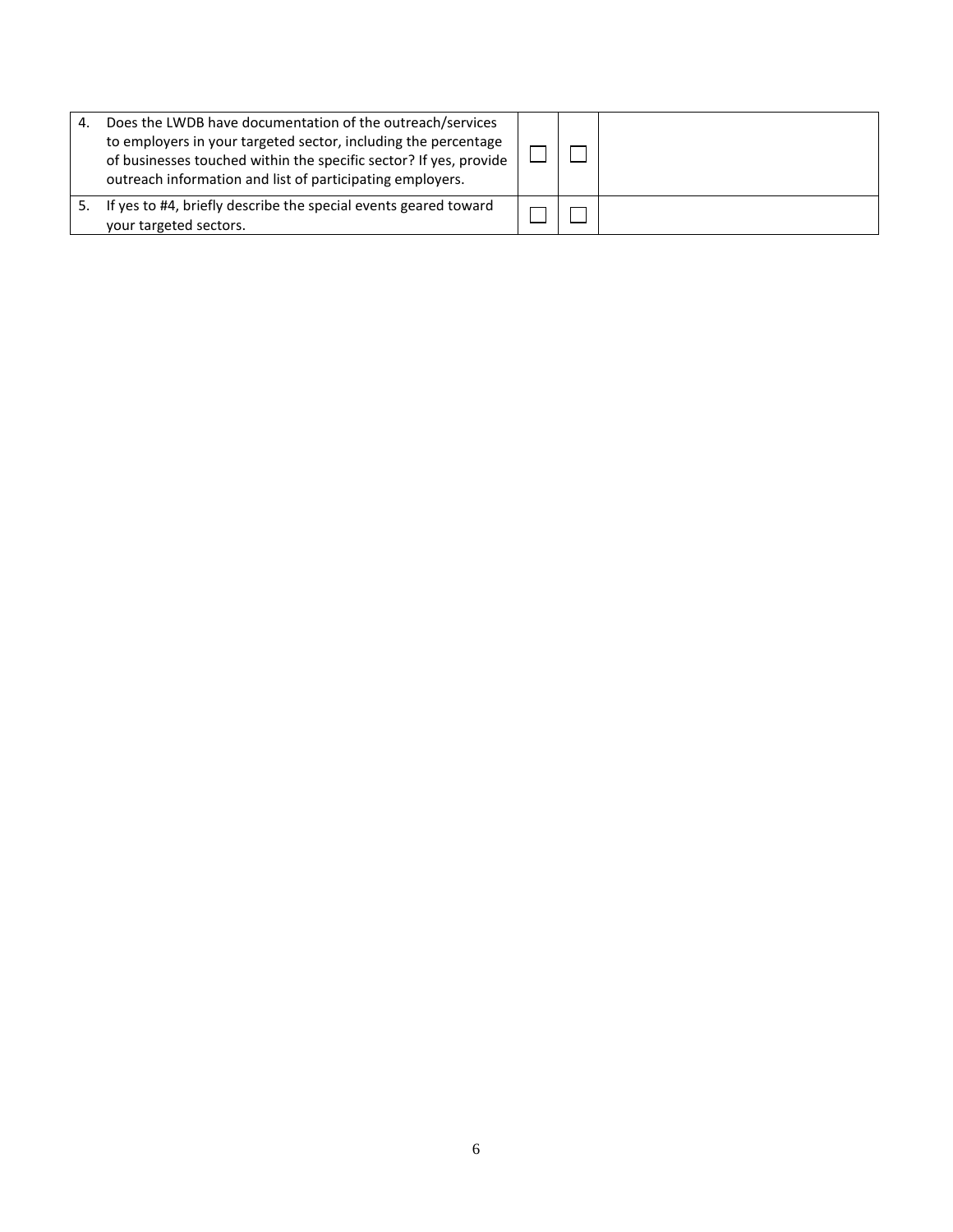| | | | | |
|---|---|---|---|---|
| 4. | Does the LWDB have documentation of the outreach/services to employers in your targeted sector, including the percentage of businesses touched within the specific sector? If yes, provide outreach information and list of participating employers. | ☐ | ☐ | |
| 5. | If yes to #4, briefly describe the special events geared toward your targeted sectors. | ☐ | ☐ | |